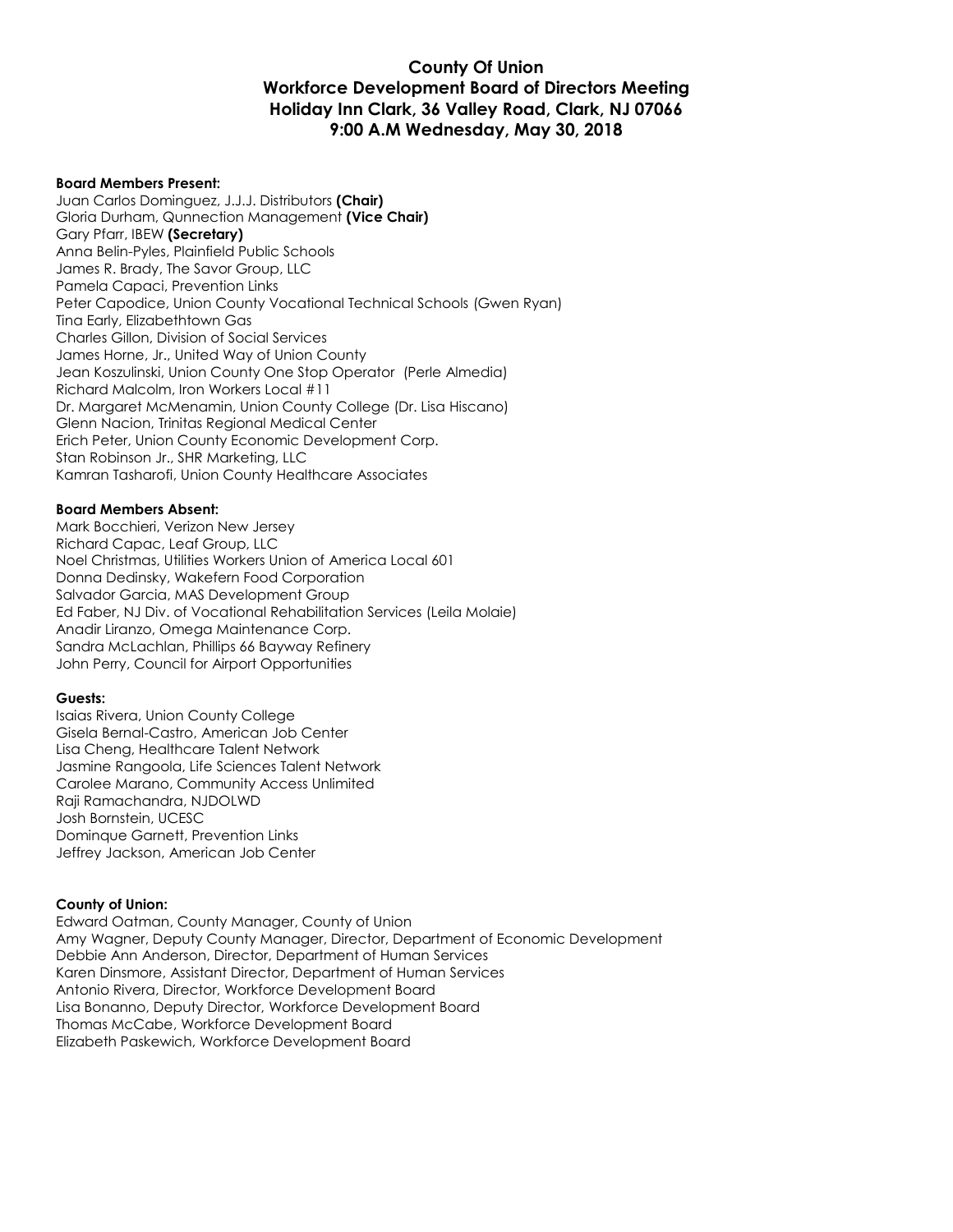# County Of Union
## Workforce Development Board of Directors Meeting
## Holiday Inn Clark, 36 Valley Road, Clark, NJ 07066
## 9:00 A.M Wednesday, May 30, 2018

**Board Members Present:**

Juan Carlos Dominguez, J.J.J. Distributors **(Chair)**
Gloria Durham, Qunnection Management **(Vice Chair)**
Gary Pfarr, IBEW **(Secretary)**
Anna Belin-Pyles, Plainfield Public Schools
James R. Brady, The Savor Group, LLC
Pamela Capaci, Prevention Links
Peter Capodice, Union County Vocational Technical Schools (Gwen Ryan)
Tina Early, Elizabethtown Gas
Charles Gillon, Division of Social Services
James Horne, Jr., United Way of Union County
Jean Koszulinski, Union County One Stop Operator (Perle Almedia)
Richard Malcolm, Iron Workers Local #11
Dr. Margaret McMenamin, Union County College (Dr. Lisa Hiscano)
Glenn Nacion, Trinitas Regional Medical Center
Erich Peter, Union County Economic Development Corp.
Stan Robinson Jr., SHR Marketing, LLC
Kamran Tasharofi, Union County Healthcare Associates

**Board Members Absent:**

Mark Bocchieri, Verizon New Jersey
Richard Capac, Leaf Group, LLC
Noel Christmas, Utilities Workers Union of America Local 601
Donna Dedinsky, Wakefern Food Corporation
Salvador Garcia, MAS Development Group
Ed Faber, NJ Div. of Vocational Rehabilitation Services (Leila Molaie)
Anadir Liranzo, Omega Maintenance Corp.
Sandra McLachlan, Phillips 66 Bayway Refinery
John Perry, Council for Airport Opportunities

**Guests:**

Isaias Rivera, Union County College
Gisela Bernal-Castro, American Job Center
Lisa Cheng, Healthcare Talent Network
Jasmine Rangoola, Life Sciences Talent Network
Carolee Marano, Community Access Unlimited
Raji Ramachandra, NJDOLWD
Josh Bornstein, UCESC
Dominque Garnett, Prevention Links
Jeffrey Jackson, American Job Center

**County of Union:**

Edward Oatman, County Manager, County of Union
Amy Wagner, Deputy County Manager, Director, Department of Economic Development
Debbie Ann Anderson, Director, Department of Human Services
Karen Dinsmore, Assistant Director, Department of Human Services
Antonio Rivera, Director, Workforce Development Board
Lisa Bonanno, Deputy Director, Workforce Development Board
Thomas McCabe, Workforce Development Board
Elizabeth Paskewich, Workforce Development Board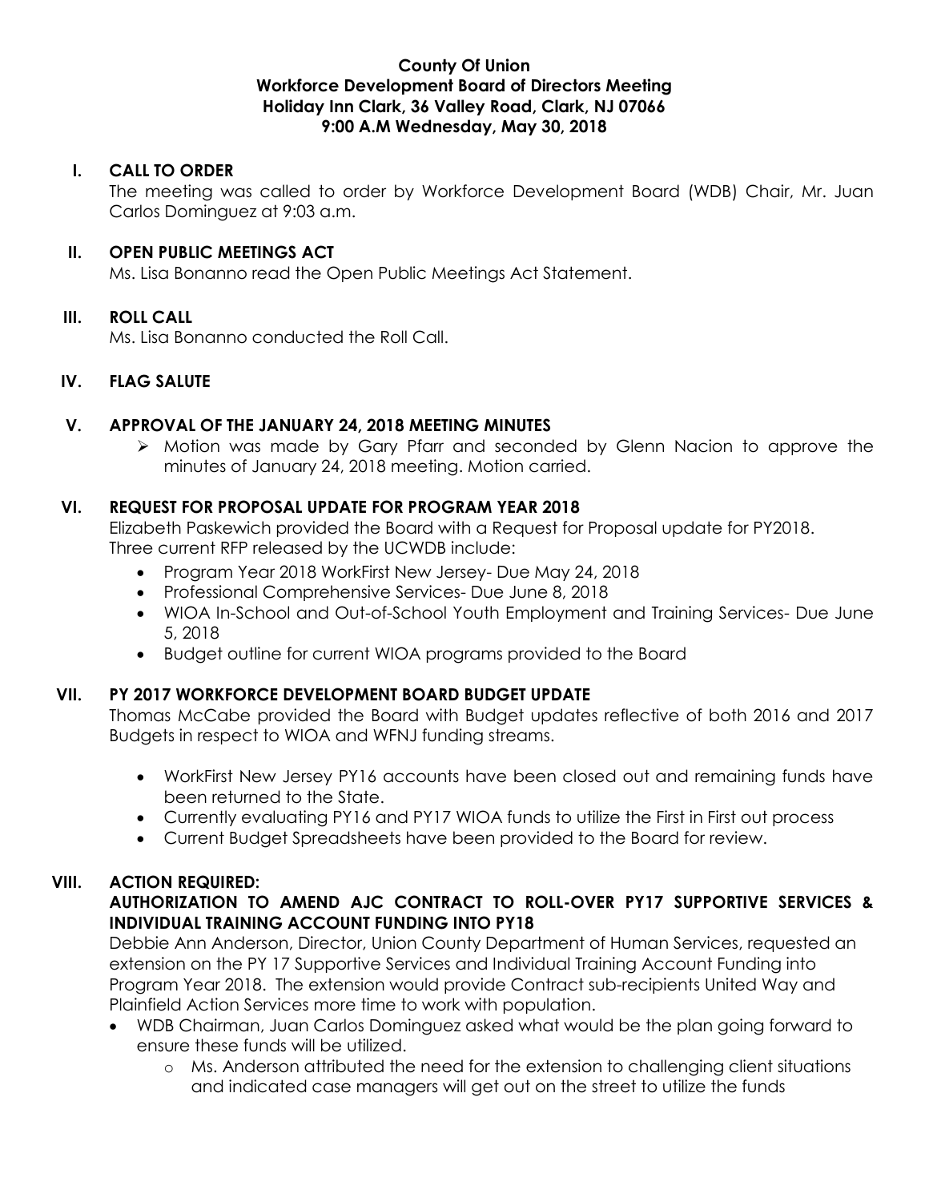**County Of Union**
**Workforce Development Board of Directors Meeting**
**Holiday Inn Clark, 36 Valley Road, Clark, NJ 07066**
**9:00 A.M Wednesday, May 30, 2018**

## I. CALL TO ORDER

The meeting was called to order by Workforce Development Board (WDB) Chair, Mr. Juan Carlos Dominguez at 9:03 a.m.

## II. OPEN PUBLIC MEETINGS ACT

Ms. Lisa Bonanno read the Open Public Meetings Act Statement.

## III. ROLL CALL

Ms. Lisa Bonanno conducted the Roll Call.

## IV. FLAG SALUTE

## V. APPROVAL OF THE JANUARY 24, 2018 MEETING MINUTES

- Motion was made by Gary Pfarr and seconded by Glenn Nacion to approve the minutes of January 24, 2018 meeting. Motion carried.

## VI. REQUEST FOR PROPOSAL UPDATE FOR PROGRAM YEAR 2018

Elizabeth Paskewich provided the Board with a Request for Proposal update for PY2018. Three current RFP released by the UCWDB include:

- Program Year 2018 WorkFirst New Jersey- Due May 24, 2018
- Professional Comprehensive Services- Due June 8, 2018
- WIOA In-School and Out-of-School Youth Employment and Training Services- Due June 5, 2018
- Budget outline for current WIOA programs provided to the Board

## VII. PY 2017 WORKFORCE DEVELOPMENT BOARD BUDGET UPDATE

Thomas McCabe provided the Board with Budget updates reflective of both 2016 and 2017 Budgets in respect to WIOA and WFNJ funding streams.

- WorkFirst New Jersey PY16 accounts have been closed out and remaining funds have been returned to the State.
- Currently evaluating PY16 and PY17 WIOA funds to utilize the First in First out process
- Current Budget Spreadsheets have been provided to the Board for review.

## VIII. ACTION REQUIRED:

**AUTHORIZATION TO AMEND AJC CONTRACT TO ROLL-OVER PY17 SUPPORTIVE SERVICES & INDIVIDUAL TRAINING ACCOUNT FUNDING INTO PY18**

Debbie Ann Anderson, Director, Union County Department of Human Services, requested an extension on the PY 17 Supportive Services and Individual Training Account Funding into Program Year 2018. The extension would provide Contract sub-recipients United Way and Plainfield Action Services more time to work with population.

- WDB Chairman, Juan Carlos Dominguez asked what would be the plan going forward to ensure these funds will be utilized.
  - Ms. Anderson attributed the need for the extension to challenging client situations and indicated case managers will get out on the street to utilize the funds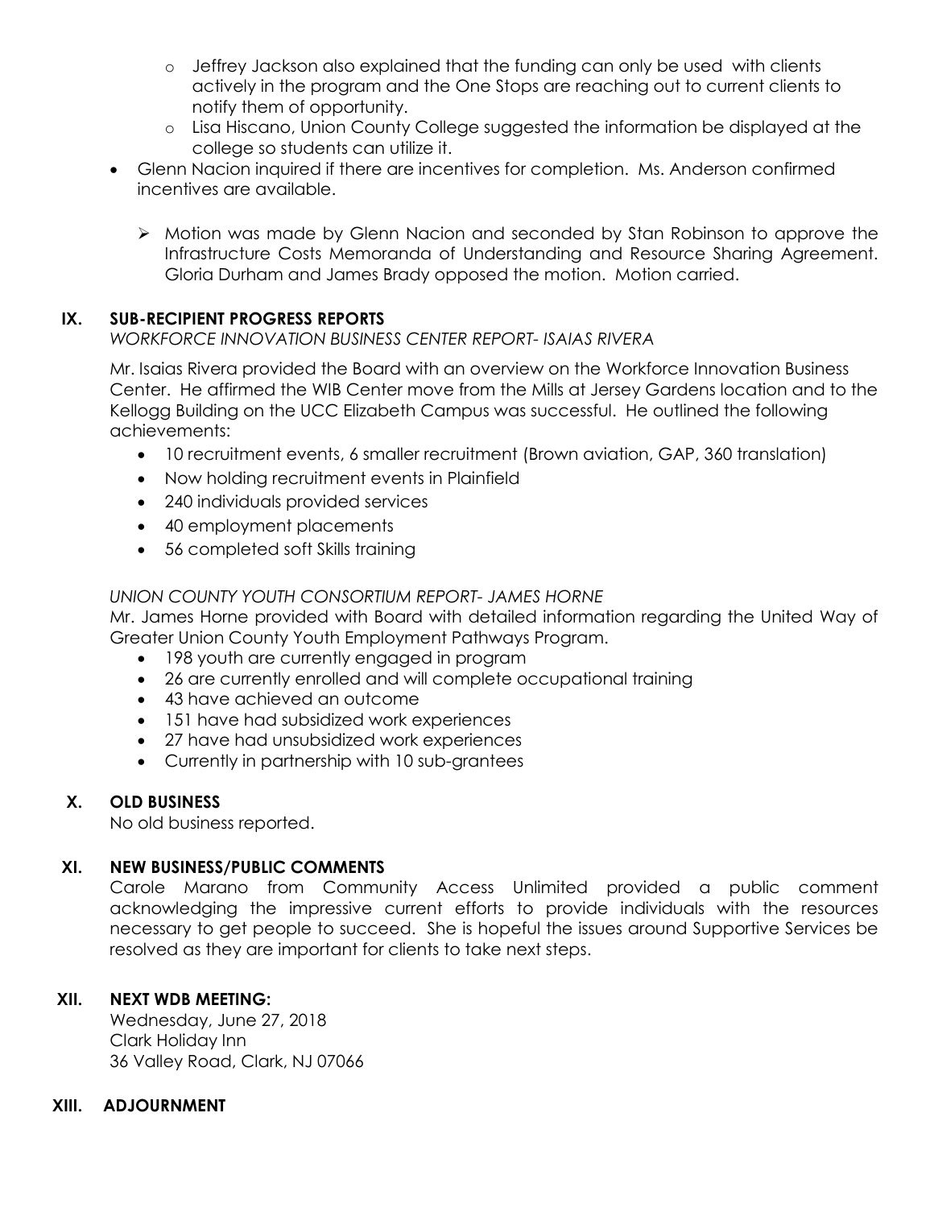- Jeffrey Jackson also explained that the funding can only be used with clients actively in the program and the One Stops are reaching out to current clients to notify them of opportunity.
  - Lisa Hiscano, Union County College suggested the information be displayed at the college so students can utilize it.
- Glenn Nacion inquired if there are incentives for completion. Ms. Anderson confirmed incentives are available.

  - Motion was made by Glenn Nacion and seconded by Stan Robinson to approve the Infrastructure Costs Memoranda of Understanding and Resource Sharing Agreement. Gloria Durham and James Brady opposed the motion. Motion carried.

## IX. SUB-RECIPIENT PROGRESS REPORTS

*WORKFORCE INNOVATION BUSINESS CENTER REPORT- ISAIAS RIVERA*

Mr. Isaias Rivera provided the Board with an overview on the Workforce Innovation Business Center. He affirmed the WIB Center move from the Mills at Jersey Gardens location and to the Kellogg Building on the UCC Elizabeth Campus was successful. He outlined the following achievements:

- 10 recruitment events, 6 smaller recruitment (Brown aviation, GAP, 360 translation)
- Now holding recruitment events in Plainfield
- 240 individuals provided services
- 40 employment placements
- 56 completed soft Skills training

*UNION COUNTY YOUTH CONSORTIUM REPORT- JAMES HORNE*

Mr. James Horne provided with Board with detailed information regarding the United Way of Greater Union County Youth Employment Pathways Program.

- 198 youth are currently engaged in program
- 26 are currently enrolled and will complete occupational training
- 43 have achieved an outcome
- 151 have had subsidized work experiences
- 27 have had unsubsidized work experiences
- Currently in partnership with 10 sub-grantees

## X. OLD BUSINESS

No old business reported.

## XI. NEW BUSINESS/PUBLIC COMMENTS

Carole Marano from Community Access Unlimited provided a public comment acknowledging the impressive current efforts to provide individuals with the resources necessary to get people to succeed. She is hopeful the issues around Supportive Services be resolved as they are important for clients to take next steps.

## XII. NEXT WDB MEETING:

Wednesday, June 27, 2018
Clark Holiday Inn
36 Valley Road, Clark, NJ 07066

## XIII. ADJOURNMENT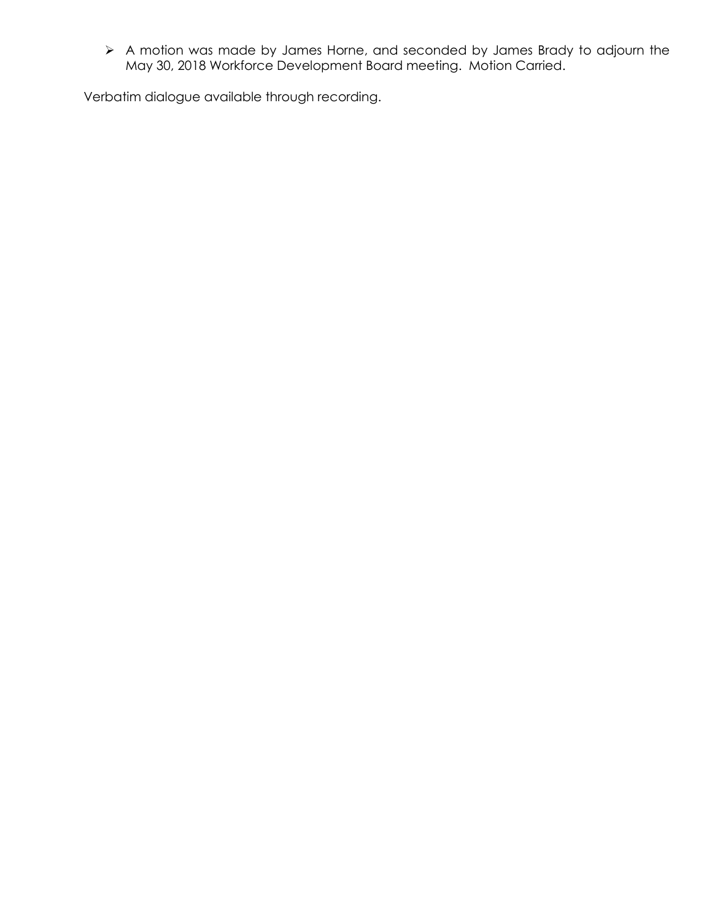- A motion was made by James Horne, and seconded by James Brady to adjourn the May 30, 2018 Workforce Development Board meeting. Motion Carried.

Verbatim dialogue available through recording.